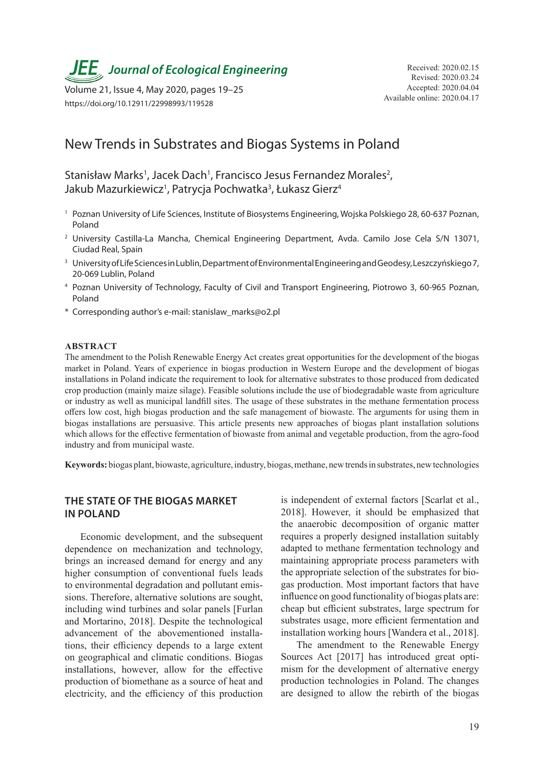Received: 2020.02.15
Revised: 2020.03.24
Accepted: 2020.04.04
Available online: 2020.04.17

https://doi.org/10.12911/22998993/119528

# New Trends in Substrates and Biogas Systems in Poland

Stanisław Marks[1], Jacek Dach[1], Francisco Jesus Fernandez Morales[2], Jakub Mazurkiewicz[1], Patrycja Pochwatka[3], Łukasz Gierz[4]

[1] Poznan University of Life Sciences, Institute of Biosystems Engineering, Wojska Polskiego 28, 60-637 Poznan, Poland

[2] University Castilla-La Mancha, Chemical Engineering Department, Avda. Camilo Jose Cela S/N 13071, Ciudad Real, Spain

[3] University of Life Sciences in Lublin, Department of Environmental Engineering and Geodesy, Leszczyńskiego 7, 20-069 Lublin, Poland

[4] Poznan University of Technology, Faculty of Civil and Transport Engineering, Piotrowo 3, 60-965 Poznan, Poland

* Corresponding author's e-mail: stanislaw_marks@o2.pl

## ABSTRACT

The amendment to the Polish Renewable Energy Act creates great opportunities for the development of the biogas market in Poland. Years of experience in biogas production in Western Europe and the development of biogas installations in Poland indicate the requirement to look for alternative substrates to those produced from dedicated crop production (mainly maize silage). Feasible solutions include the use of biodegradable waste from agriculture or industry as well as municipal landfill sites. The usage of these substrates in the methane fermentation process offers low cost, high biogas production and the safe management of biowaste. The arguments for using them in biogas installations are persuasive. This article presents new approaches of biogas plant installation solutions which allows for the effective fermentation of biowaste from animal and vegetable production, from the agro-food industry and from municipal waste.

**Keywords:** biogas plant, biowaste, agriculture, industry, biogas, methane, new trends in substrates, new technologies

## THE STATE OF THE BIOGAS MARKET IN POLAND

Economic development, and the subsequent dependence on mechanization and technology, brings an increased demand for energy and any higher consumption of conventional fuels leads to environmental degradation and pollutant emissions. Therefore, alternative solutions are sought, including wind turbines and solar panels [Furlan and Mortarino, 2018]. Despite the technological advancement of the abovementioned installations, their efficiency depends to a large extent on geographical and climatic conditions. Biogas installations, however, allow for the effective production of biomethane as a source of heat and electricity, and the efficiency of this production is independent of external factors [Scarlat et al., 2018]. However, it should be emphasized that the anaerobic decomposition of organic matter requires a properly designed installation suitably adapted to methane fermentation technology and maintaining appropriate process parameters with the appropriate selection of the substrates for biogas production. Most important factors that have influence on good functionality of biogas plats are: cheap but efficient substrates, large spectrum for substrates usage, more efficient fermentation and installation working hours [Wandera et al., 2018].

The amendment to the Renewable Energy Sources Act [2017] has introduced great optimism for the development of alternative energy production technologies in Poland. The changes are designed to allow the rebirth of the biogas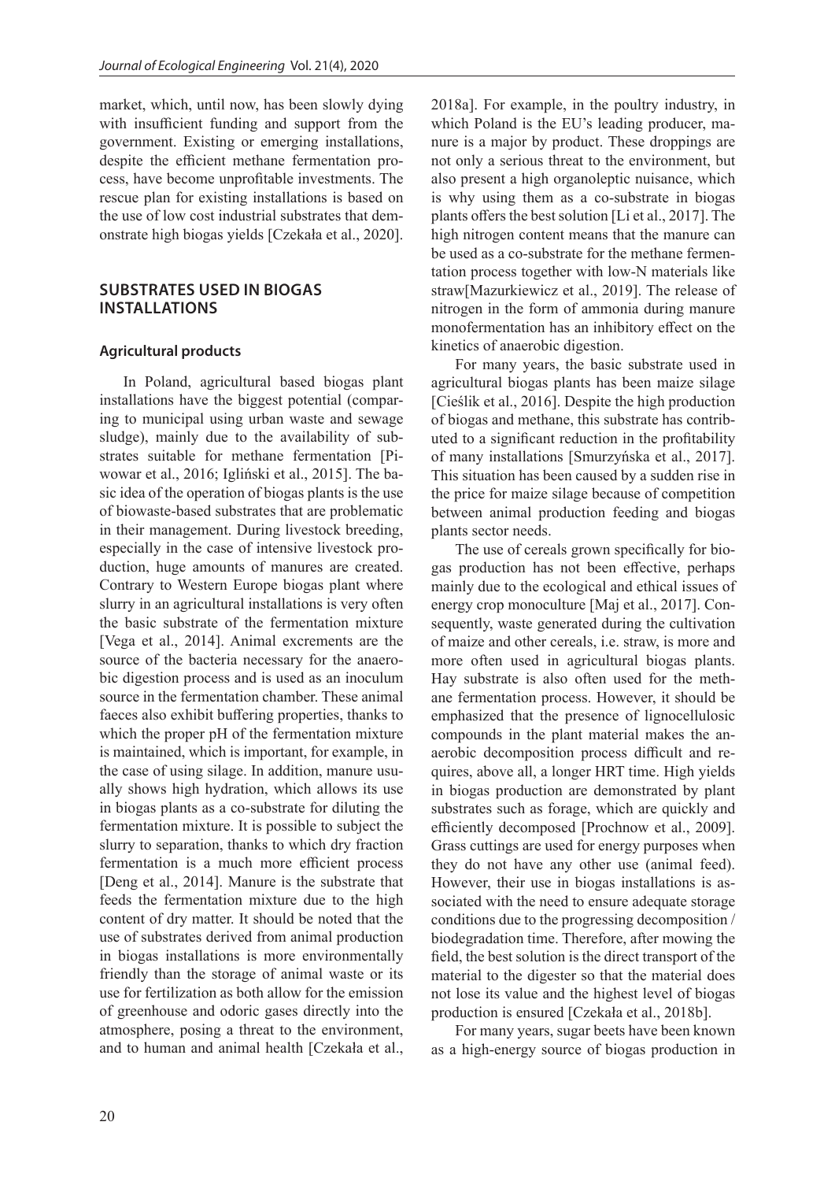market, which, until now, has been slowly dying with insufficient funding and support from the government. Existing or emerging installations, despite the efficient methane fermentation process, have become unprofitable investments. The rescue plan for existing installations is based on the use of low cost industrial substrates that demonstrate high biogas yields [Czekała et al., 2020].

## SUBSTRATES USED IN BIOGAS INSTALLATIONS

### Agricultural products

In Poland, agricultural based biogas plant installations have the biggest potential (comparing to municipal using urban waste and sewage sludge), mainly due to the availability of substrates suitable for methane fermentation [Piwowar et al., 2016; Igliński et al., 2015]. The basic idea of the operation of biogas plants is the use of biowaste-based substrates that are problematic in their management. During livestock breeding, especially in the case of intensive livestock production, huge amounts of manures are created. Contrary to Western Europe biogas plant where slurry in an agricultural installations is very often the basic substrate of the fermentation mixture [Vega et al., 2014]. Animal excrements are the source of the bacteria necessary for the anaerobic digestion process and is used as an inoculum source in the fermentation chamber. These animal faeces also exhibit buffering properties, thanks to which the proper pH of the fermentation mixture is maintained, which is important, for example, in the case of using silage. In addition, manure usually shows high hydration, which allows its use in biogas plants as a co-substrate for diluting the fermentation mixture. It is possible to subject the slurry to separation, thanks to which dry fraction fermentation is a much more efficient process [Deng et al., 2014]. Manure is the substrate that feeds the fermentation mixture due to the high content of dry matter. It should be noted that the use of substrates derived from animal production in biogas installations is more environmentally friendly than the storage of animal waste or its use for fertilization as both allow for the emission of greenhouse and odoric gases directly into the atmosphere, posing a threat to the environment, and to human and animal health [Czekała et al., 2018a]. For example, in the poultry industry, in which Poland is the EU's leading producer, manure is a major by product. These droppings are not only a serious threat to the environment, but also present a high organoleptic nuisance, which is why using them as a co-substrate in biogas plants offers the best solution [Li et al., 2017]. The high nitrogen content means that the manure can be used as a co-substrate for the methane fermentation process together with low-N materials like straw[Mazurkiewicz et al., 2019]. The release of nitrogen in the form of ammonia during manure monofermentation has an inhibitory effect on the kinetics of anaerobic digestion.

For many years, the basic substrate used in agricultural biogas plants has been maize silage [Cieślik et al., 2016]. Despite the high production of biogas and methane, this substrate has contributed to a significant reduction in the profitability of many installations [Smurzyńska et al., 2017]. This situation has been caused by a sudden rise in the price for maize silage because of competition between animal production feeding and biogas plants sector needs.

The use of cereals grown specifically for biogas production has not been effective, perhaps mainly due to the ecological and ethical issues of energy crop monoculture [Maj et al., 2017]. Consequently, waste generated during the cultivation of maize and other cereals, i.e. straw, is more and more often used in agricultural biogas plants. Hay substrate is also often used for the methane fermentation process. However, it should be emphasized that the presence of lignocellulosic compounds in the plant material makes the anaerobic decomposition process difficult and requires, above all, a longer HRT time. High yields in biogas production are demonstrated by plant substrates such as forage, which are quickly and efficiently decomposed [Prochnow et al., 2009]. Grass cuttings are used for energy purposes when they do not have any other use (animal feed). However, their use in biogas installations is associated with the need to ensure adequate storage conditions due to the progressing decomposition / biodegradation time. Therefore, after mowing the field, the best solution is the direct transport of the material to the digester so that the material does not lose its value and the highest level of biogas production is ensured [Czekała et al., 2018b].

For many years, sugar beets have been known as a high-energy source of biogas production in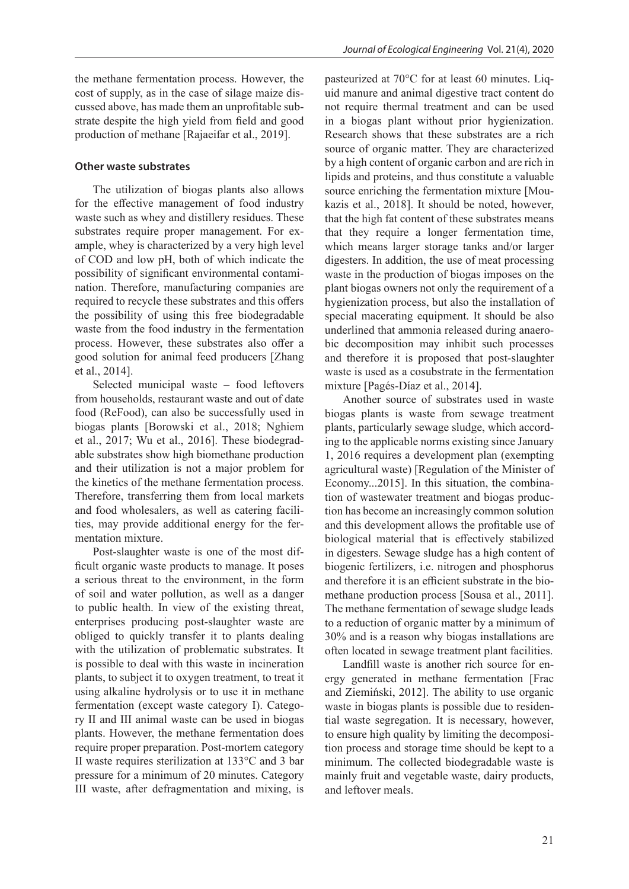the methane fermentation process. However, the cost of supply, as in the case of silage maize discussed above, has made them an unprofitable substrate despite the high yield from field and good production of methane [Rajaeifar et al., 2019].

### Other waste substrates

The utilization of biogas plants also allows for the effective management of food industry waste such as whey and distillery residues. These substrates require proper management. For example, whey is characterized by a very high level of COD and low pH, both of which indicate the possibility of significant environmental contamination. Therefore, manufacturing companies are required to recycle these substrates and this offers the possibility of using this free biodegradable waste from the food industry in the fermentation process. However, these substrates also offer a good solution for animal feed producers [Zhang et al., 2014].

Selected municipal waste – food leftovers from households, restaurant waste and out of date food (ReFood), can also be successfully used in biogas plants [Borowski et al., 2018; Nghiem et al., 2017; Wu et al., 2016]. These biodegradable substrates show high biomethane production and their utilization is not a major problem for the kinetics of the methane fermentation process. Therefore, transferring them from local markets and food wholesalers, as well as catering facilities, may provide additional energy for the fermentation mixture.

Post-slaughter waste is one of the most difficult organic waste products to manage. It poses a serious threat to the environment, in the form of soil and water pollution, as well as a danger to public health. In view of the existing threat, enterprises producing post-slaughter waste are obliged to quickly transfer it to plants dealing with the utilization of problematic substrates. It is possible to deal with this waste in incineration plants, to subject it to oxygen treatment, to treat it using alkaline hydrolysis or to use it in methane fermentation (except waste category I). Category II and III animal waste can be used in biogas plants. However, the methane fermentation does require proper preparation. Post-mortem category II waste requires sterilization at 133°C and 3 bar pressure for a minimum of 20 minutes. Category III waste, after defragmentation and mixing, is pasteurized at 70°C for at least 60 minutes. Liquid manure and animal digestive tract content do not require thermal treatment and can be used in a biogas plant without prior hygienization. Research shows that these substrates are a rich source of organic matter. They are characterized by a high content of organic carbon and are rich in lipids and proteins, and thus constitute a valuable source enriching the fermentation mixture [Moukazis et al., 2018]. It should be noted, however, that the high fat content of these substrates means that they require a longer fermentation time, which means larger storage tanks and/or larger digesters. In addition, the use of meat processing waste in the production of biogas imposes on the plant biogas owners not only the requirement of a hygienization process, but also the installation of special macerating equipment. It should be also underlined that ammonia released during anaerobic decomposition may inhibit such processes and therefore it is proposed that post-slaughter waste is used as a cosubstrate in the fermentation mixture [Pagés-Díaz et al., 2014].

Another source of substrates used in waste biogas plants is waste from sewage treatment plants, particularly sewage sludge, which according to the applicable norms existing since January 1, 2016 requires a development plan (exempting agricultural waste) [Regulation of the Minister of Economy...2015]. In this situation, the combination of wastewater treatment and biogas production has become an increasingly common solution and this development allows the profitable use of biological material that is effectively stabilized in digesters. Sewage sludge has a high content of biogenic fertilizers, i.e. nitrogen and phosphorus and therefore it is an efficient substrate in the biomethane production process [Sousa et al., 2011]. The methane fermentation of sewage sludge leads to a reduction of organic matter by a minimum of 30% and is a reason why biogas installations are often located in sewage treatment plant facilities.

Landfill waste is another rich source for energy generated in methane fermentation [Frac and Ziemiński, 2012]. The ability to use organic waste in biogas plants is possible due to residential waste segregation. It is necessary, however, to ensure high quality by limiting the decomposition process and storage time should be kept to a minimum. The collected biodegradable waste is mainly fruit and vegetable waste, dairy products, and leftover meals.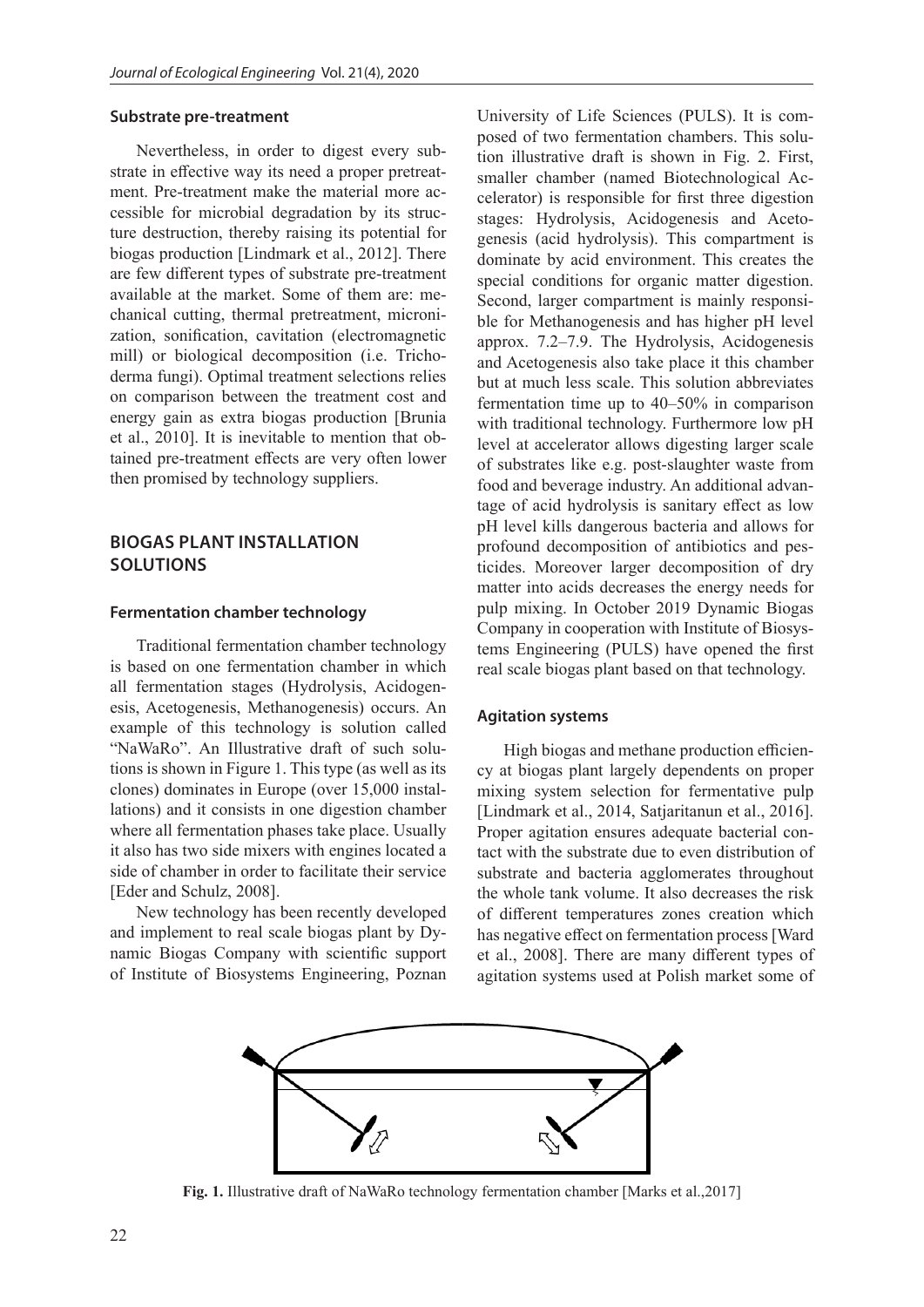### Substrate pre-treatment

Nevertheless, in order to digest every substrate in effective way its need a proper pretreatment. Pre-treatment make the material more accessible for microbial degradation by its structure destruction, thereby raising its potential for biogas production [Lindmark et al., 2012]. There are few different types of substrate pre-treatment available at the market. Some of them are: mechanical cutting, thermal pretreatment, micronization, sonification, cavitation (electromagnetic mill) or biological decomposition (i.e. Trichoderma fungi). Optimal treatment selections relies on comparison between the treatment cost and energy gain as extra biogas production [Brunia et al., 2010]. It is inevitable to mention that obtained pre-treatment effects are very often lower then promised by technology suppliers.

## BIOGAS PLANT INSTALLATION SOLUTIONS

### Fermentation chamber technology

Traditional fermentation chamber technology is based on one fermentation chamber in which all fermentation stages (Hydrolysis, Acidogenesis, Acetogenesis, Methanogenesis) occurs. An example of this technology is solution called "NaWaRo". An Illustrative draft of such solutions is shown in Figure 1. This type (as well as its clones) dominates in Europe (over 15,000 installations) and it consists in one digestion chamber where all fermentation phases take place. Usually it also has two side mixers with engines located a side of chamber in order to facilitate their service [Eder and Schulz, 2008].

New technology has been recently developed and implement to real scale biogas plant by Dynamic Biogas Company with scientific support of Institute of Biosystems Engineering, Poznan University of Life Sciences (PULS). It is composed of two fermentation chambers. This solution illustrative draft is shown in Fig. 2. First, smaller chamber (named Biotechnological Accelerator) is responsible for first three digestion stages: Hydrolysis, Acidogenesis and Acetogenesis (acid hydrolysis). This compartment is dominate by acid environment. This creates the special conditions for organic matter digestion. Second, larger compartment is mainly responsible for Methanogenesis and has higher pH level approx. 7.2–7.9. The Hydrolysis, Acidogenesis and Acetogenesis also take place it this chamber but at much less scale. This solution abbreviates fermentation time up to 40–50% in comparison with traditional technology. Furthermore low pH level at accelerator allows digesting larger scale of substrates like e.g. post-slaughter waste from food and beverage industry. An additional advantage of acid hydrolysis is sanitary effect as low pH level kills dangerous bacteria and allows for profound decomposition of antibiotics and pesticides. Moreover larger decomposition of dry matter into acids decreases the energy needs for pulp mixing. In October 2019 Dynamic Biogas Company in cooperation with Institute of Biosystems Engineering (PULS) have opened the first real scale biogas plant based on that technology.

### Agitation systems

High biogas and methane production efficiency at biogas plant largely dependents on proper mixing system selection for fermentative pulp [Lindmark et al., 2014, Satjaritanun et al., 2016]. Proper agitation ensures adequate bacterial contact with the substrate due to even distribution of substrate and bacteria agglomerates throughout the whole tank volume. It also decreases the risk of different temperatures zones creation which has negative effect on fermentation process [Ward et al., 2008]. There are many different types of agitation systems used at Polish market some of

**Fig. 1.** Illustrative draft of NaWaRo technology fermentation chamber [Marks et al.,2017]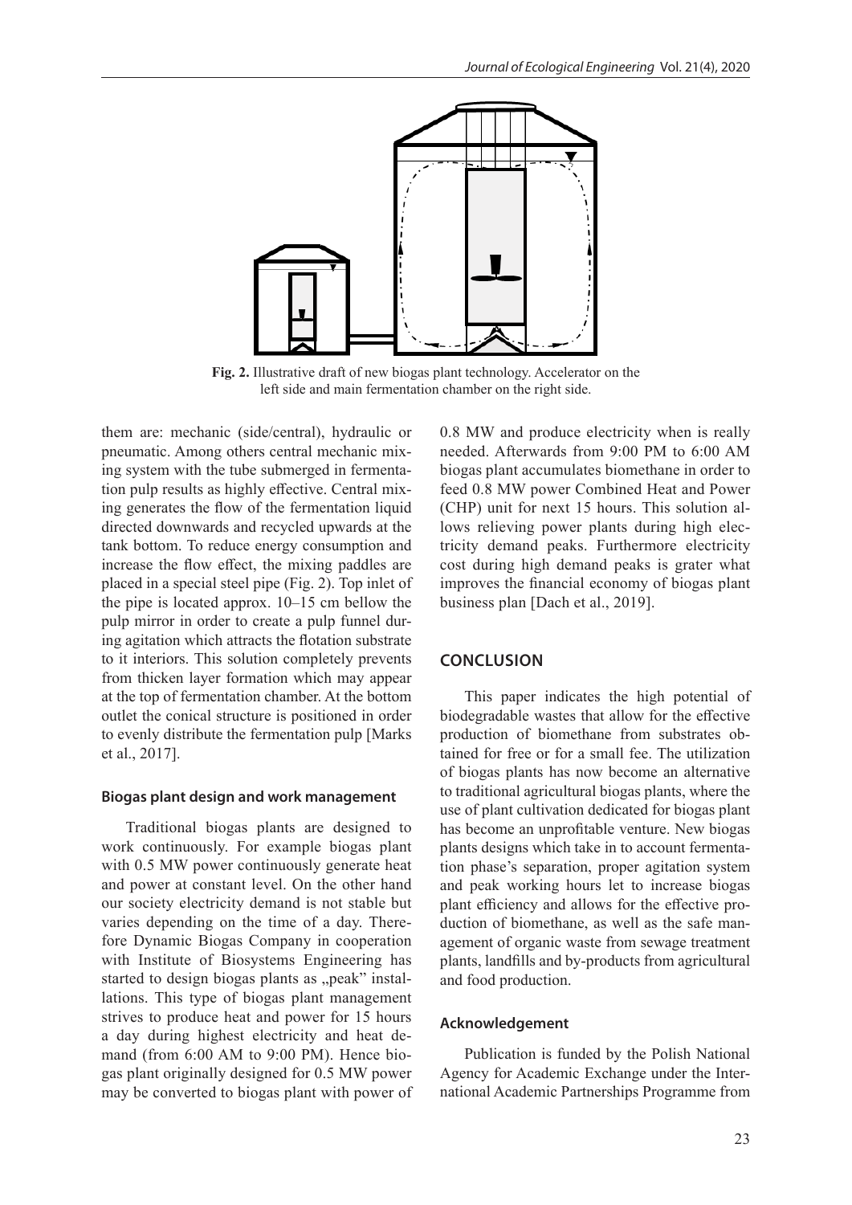**Fig. 2.** Illustrative draft of new biogas plant technology. Accelerator on the left side and main fermentation chamber on the right side.

them are: mechanic (side/central), hydraulic or pneumatic. Among others central mechanic mixing system with the tube submerged in fermentation pulp results as highly effective. Central mixing generates the flow of the fermentation liquid directed downwards and recycled upwards at the tank bottom. To reduce energy consumption and increase the flow effect, the mixing paddles are placed in a special steel pipe (Fig. 2). Top inlet of the pipe is located approx. 10–15 cm bellow the pulp mirror in order to create a pulp funnel during agitation which attracts the flotation substrate to it interiors. This solution completely prevents from thicken layer formation which may appear at the top of fermentation chamber. At the bottom outlet the conical structure is positioned in order to evenly distribute the fermentation pulp [Marks et al., 2017].

### Biogas plant design and work management

Traditional biogas plants are designed to work continuously. For example biogas plant with 0.5 MW power continuously generate heat and power at constant level. On the other hand our society electricity demand is not stable but varies depending on the time of a day. Therefore Dynamic Biogas Company in cooperation with Institute of Biosystems Engineering has started to design biogas plants as „peak" installations. This type of biogas plant management strives to produce heat and power for 15 hours a day during highest electricity and heat demand (from 6:00 AM to 9:00 PM). Hence biogas plant originally designed for 0.5 MW power may be converted to biogas plant with power of 0.8 MW and produce electricity when is really needed. Afterwards from 9:00 PM to 6:00 AM biogas plant accumulates biomethane in order to feed 0.8 MW power Combined Heat and Power (CHP) unit for next 15 hours. This solution allows relieving power plants during high electricity demand peaks. Furthermore electricity cost during high demand peaks is grater what improves the financial economy of biogas plant business plan [Dach et al., 2019].

## CONCLUSION

This paper indicates the high potential of biodegradable wastes that allow for the effective production of biomethane from substrates obtained for free or for a small fee. The utilization of biogas plants has now become an alternative to traditional agricultural biogas plants, where the use of plant cultivation dedicated for biogas plant has become an unprofitable venture. New biogas plants designs which take in to account fermentation phase's separation, proper agitation system and peak working hours let to increase biogas plant efficiency and allows for the effective production of biomethane, as well as the safe management of organic waste from sewage treatment plants, landfills and by-products from agricultural and food production.

### Acknowledgement

Publication is funded by the Polish National Agency for Academic Exchange under the International Academic Partnerships Programme from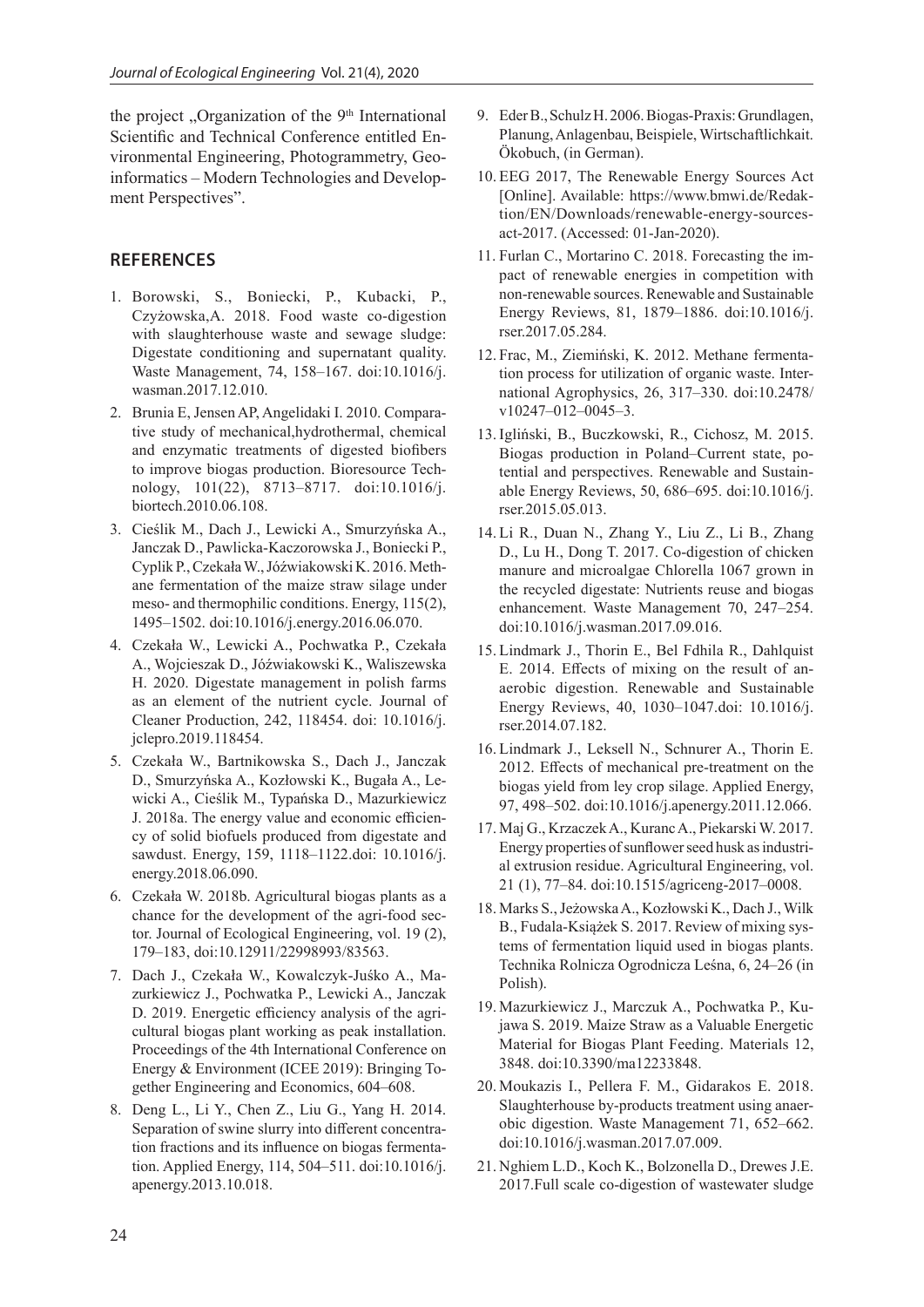the project „Organization of the 9th International Scientific and Technical Conference entitled Environmental Engineering, Photogrammetry, Geoinformatics – Modern Technologies and Development Perspectives".

## REFERENCES

1. Borowski, S., Boniecki, P., Kubacki, P., Czyżowska,A. 2018. Food waste co-digestion with slaughterhouse waste and sewage sludge: Digestate conditioning and supernatant quality. Waste Management, 74, 158–167. doi:10.1016/j.wasman.2017.12.010.
2. Brunia E, Jensen AP, Angelidaki I. 2010. Comparative study of mechanical,hydrothermal, chemical and enzymatic treatments of digested biofibers to improve biogas production. Bioresource Technology, 101(22), 8713–8717. doi:10.1016/j.biortech.2010.06.108.
3. Cieślik M., Dach J., Lewicki A., Smurzyńska A., Janczak D., Pawlicka-Kaczorowska J., Boniecki P., Cyplik P., Czekała W., Jóźwiakowski K. 2016. Methane fermentation of the maize straw silage under meso- and thermophilic conditions. Energy, 115(2), 1495–1502. doi:10.1016/j.energy.2016.06.070.
4. Czekała W., Lewicki A., Pochwatka P., Czekała A., Wojcieszak D., Jóźwiakowski K., Waliszewska H. 2020. Digestate management in polish farms as an element of the nutrient cycle. Journal of Cleaner Production, 242, 118454. doi: 10.1016/j.jclepro.2019.118454.
5. Czekała W., Bartnikowska S., Dach J., Janczak D., Smurzyńska A., Kozłowski K., Bugała A., Lewicki A., Cieślik M., Typańska D., Mazurkiewicz J. 2018a. The energy value and economic efficiency of solid biofuels produced from digestate and sawdust. Energy, 159, 1118–1122.doi: 10.1016/j.energy.2018.06.090.
6. Czekała W. 2018b. Agricultural biogas plants as a chance for the development of the agri-food sector. Journal of Ecological Engineering, vol. 19 (2), 179–183, doi:10.12911/22998993/83563.
7. Dach J., Czekała W., Kowalczyk-Juśko A., Mazurkiewicz J., Pochwatka P., Lewicki A., Janczak D. 2019. Energetic efficiency analysis of the agricultural biogas plant working as peak installation. Proceedings of the 4th International Conference on Energy & Environment (ICEE 2019): Bringing Together Engineering and Economics, 604–608.
8. Deng L., Li Y., Chen Z., Liu G., Yang H. 2014. Separation of swine slurry into different concentration fractions and its influence on biogas fermentation. Applied Energy, 114, 504–511. doi:10.1016/j.apenergy.2013.10.018.
9. Eder B., Schulz H. 2006. Biogas-Praxis: Grundlagen, Planung, Anlagenbau, Beispiele, Wirtschaftlichkait. Ökobuch, (in German).
10. EEG 2017, The Renewable Energy Sources Act [Online]. Available: https://www.bmwi.de/Redaktion/EN/Downloads/renewable-energy-sources-act-2017. (Accessed: 01-Jan-2020).
11. Furlan C., Mortarino C. 2018. Forecasting the impact of renewable energies in competition with non-renewable sources. Renewable and Sustainable Energy Reviews, 81, 1879–1886. doi:10.1016/j.rser.2017.05.284.
12. Frac, M., Ziemiński, K. 2012. Methane fermentation process for utilization of organic waste. International Agrophysics, 26, 317–330. doi:10.2478/v10247–012–0045–3.
13. Igliński, B., Buczkowski, R., Cichosz, M. 2015. Biogas production in Poland–Current state, potential and perspectives. Renewable and Sustainable Energy Reviews, 50, 686–695. doi:10.1016/j.rser.2015.05.013.
14. Li R., Duan N., Zhang Y., Liu Z., Li B., Zhang D., Lu H., Dong T. 2017. Co-digestion of chicken manure and microalgae Chlorella 1067 grown in the recycled digestate: Nutrients reuse and biogas enhancement. Waste Management 70, 247–254. doi:10.1016/j.wasman.2017.09.016.
15. Lindmark J., Thorin E., Bel Fdhila R., Dahlquist E. 2014. Effects of mixing on the result of anaerobic digestion. Renewable and Sustainable Energy Reviews, 40, 1030–1047.doi: 10.1016/j.rser.2014.07.182.
16. Lindmark J., Leksell N., Schnurer A., Thorin E. 2012. Effects of mechanical pre-treatment on the biogas yield from ley crop silage. Applied Energy, 97, 498–502. doi:10.1016/j.apenergy.2011.12.066.
17. Maj G., Krzaczek A., Kuranc A., Piekarski W. 2017. Energy properties of sunflower seed husk as industrial extrusion residue. Agricultural Engineering, vol. 21 (1), 77–84. doi:10.1515/agriceng-2017–0008.
18. Marks S., Jeżowska A., Kozłowski K., Dach J., Wilk B., Fudala-Książek S. 2017. Review of mixing systems of fermentation liquid used in biogas plants. Technika Rolnicza Ogrodnicza Leśna, 6, 24–26 (in Polish).
19. Mazurkiewicz J., Marczuk A., Pochwatka P., Kujawa S. 2019. Maize Straw as a Valuable Energetic Material for Biogas Plant Feeding. Materials 12, 3848. doi:10.3390/ma12233848.
20. Moukazis I., Pellera F. M., Gidarakos E. 2018. Slaughterhouse by-products treatment using anaerobic digestion. Waste Management 71, 652–662. doi:10.1016/j.wasman.2017.07.009.
21. Nghiem L.D., Koch K., Bolzonella D., Drewes J.E. 2017.Full scale co-digestion of wastewater sludge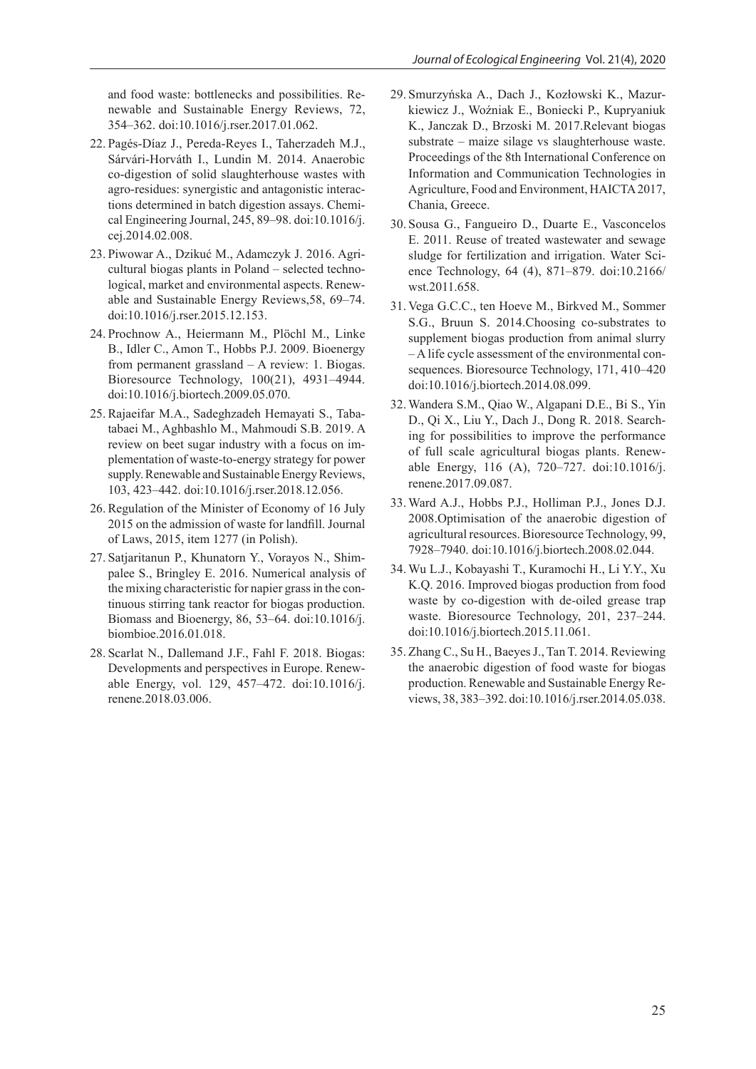and food waste: bottlenecks and possibilities. Renewable and Sustainable Energy Reviews, 72, 354–362. doi:10.1016/j.rser.2017.01.062.

22. Pagés-Díaz J., Pereda-Reyes I., Taherzadeh M.J., Sárvári-Horváth I., Lundin M. 2014. Anaerobic co-digestion of solid slaughterhouse wastes with agro-residues: synergistic and antagonistic interactions determined in batch digestion assays. Chemical Engineering Journal, 245, 89–98. doi:10.1016/j.cej.2014.02.008.
23. Piwowar A., Dzikuć M., Adamczyk J. 2016. Agricultural biogas plants in Poland – selected technological, market and environmental aspects. Renewable and Sustainable Energy Reviews,58, 69–74. doi:10.1016/j.rser.2015.12.153.
24. Prochnow A., Heiermann M., Plöchl M., Linke B., Idler C., Amon T., Hobbs P.J. 2009. Bioenergy from permanent grassland – A review: 1. Biogas. Bioresource Technology, 100(21), 4931–4944. doi:10.1016/j.biortech.2009.05.070.
25. Rajaeifar M.A., Sadeghzadeh Hemayati S., Tabatabaei M., Aghbashlo M., Mahmoudi S.B. 2019. A review on beet sugar industry with a focus on implementation of waste-to-energy strategy for power supply. Renewable and Sustainable Energy Reviews, 103, 423–442. doi:10.1016/j.rser.2018.12.056.
26. Regulation of the Minister of Economy of 16 July 2015 on the admission of waste for landfill. Journal of Laws, 2015, item 1277 (in Polish).
27. Satjaritanun P., Khunatorn Y., Vorayos N., Shimpalee S., Bringley E. 2016. Numerical analysis of the mixing characteristic for napier grass in the continuous stirring tank reactor for biogas production. Biomass and Bioenergy, 86, 53–64. doi:10.1016/j.biombioe.2016.01.018.
28. Scarlat N., Dallemand J.F., Fahl F. 2018. Biogas: Developments and perspectives in Europe. Renewable Energy, vol. 129, 457–472. doi:10.1016/j.renene.2018.03.006.
29. Smurzyńska A., Dach J., Kozłowski K., Mazurkiewicz J., Woźniak E., Boniecki P., Kupryaniuk K., Janczak D., Brzoski M. 2017.Relevant biogas substrate – maize silage vs slaughterhouse waste. Proceedings of the 8th International Conference on Information and Communication Technologies in Agriculture, Food and Environment, HAICTA 2017, Chania, Greece.
30. Sousa G., Fangueiro D., Duarte E., Vasconcelos E. 2011. Reuse of treated wastewater and sewage sludge for fertilization and irrigation. Water Science Technology, 64 (4), 871–879. doi:10.2166/wst.2011.658.
31. Vega G.C.C., ten Hoeve M., Birkved M., Sommer S.G., Bruun S. 2014.Choosing co-substrates to supplement biogas production from animal slurry – A life cycle assessment of the environmental consequences. Bioresource Technology, 171, 410–420 doi:10.1016/j.biortech.2014.08.099.
32. Wandera S.M., Qiao W., Algapani D.E., Bi S., Yin D., Qi X., Liu Y., Dach J., Dong R. 2018. Searching for possibilities to improve the performance of full scale agricultural biogas plants. Renewable Energy, 116 (A), 720–727. doi:10.1016/j.renene.2017.09.087.
33. Ward A.J., Hobbs P.J., Holliman P.J., Jones D.J. 2008.Optimisation of the anaerobic digestion of agricultural resources. Bioresource Technology, 99, 7928–7940. doi:10.1016/j.biortech.2008.02.044.
34. Wu L.J., Kobayashi T., Kuramochi H., Li Y.Y., Xu K.Q. 2016. Improved biogas production from food waste by co-digestion with de-oiled grease trap waste. Bioresource Technology, 201, 237–244. doi:10.1016/j.biortech.2015.11.061.
35. Zhang C., Su H., Baeyes J., Tan T. 2014. Reviewing the anaerobic digestion of food waste for biogas production. Renewable and Sustainable Energy Reviews, 38, 383–392. doi:10.1016/j.rser.2014.05.038.